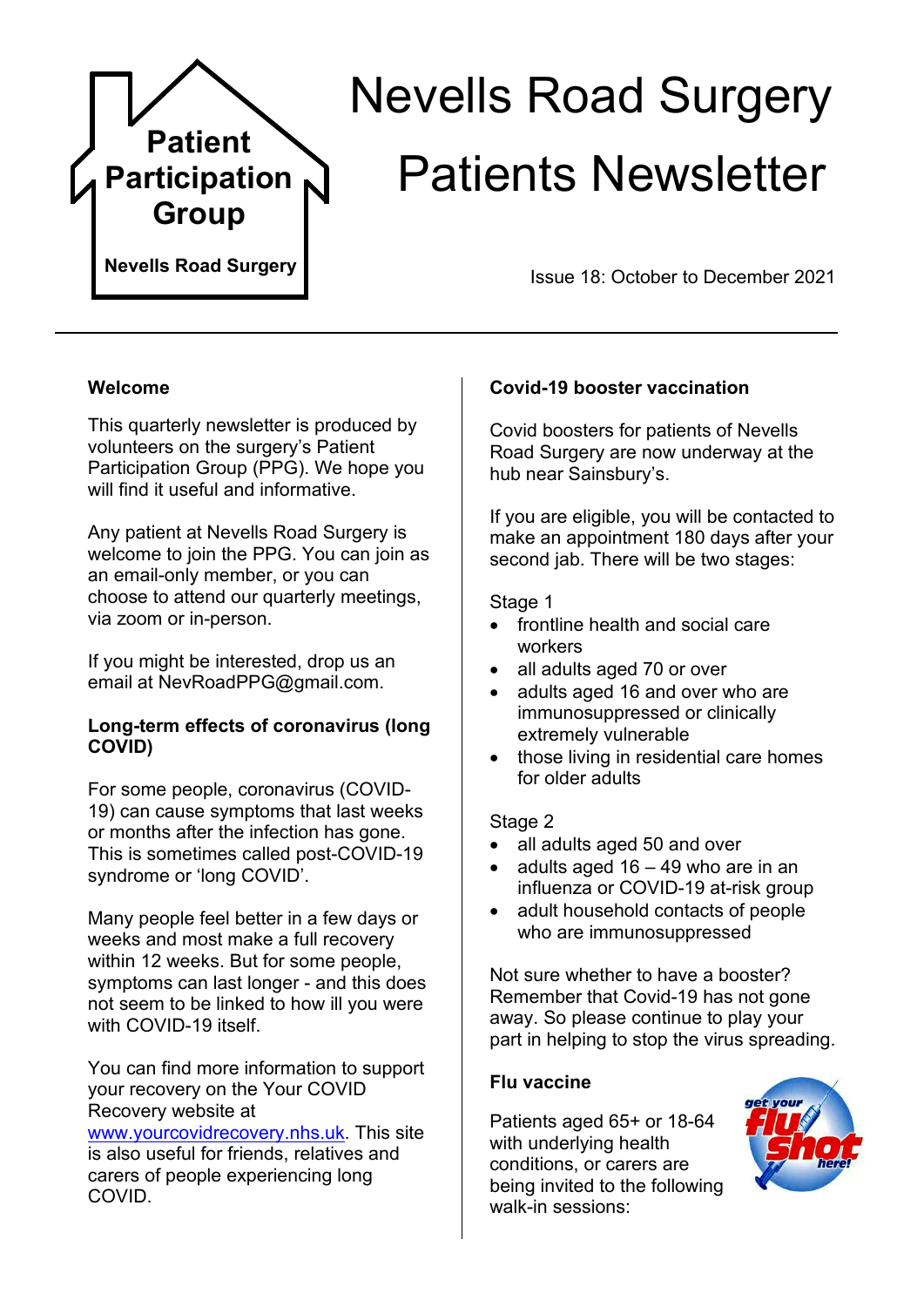**Patient Participation Group**

**Nevells Road Surgery**

# Nevells Road Surgery Patients Newsletter

Issue 18: October to December 2021

## Welcome

This quarterly newsletter is produced by volunteers on the surgery's Patient Participation Group (PPG). We hope you will find it useful and informative.

Any patient at Nevells Road Surgery is welcome to join the PPG. You can join as an email-only member, or you can choose to attend our quarterly meetings, via zoom or in-person.

If you might be interested, drop us an email at NevRoadPPG@gmail.com.

## Long-term effects of coronavirus (long COVID)

For some people, coronavirus (COVID-19) can cause symptoms that last weeks or months after the infection has gone. This is sometimes called post-COVID-19 syndrome or 'long COVID'.

Many people feel better in a few days or weeks and most make a full recovery within 12 weeks. But for some people, symptoms can last longer - and this does not seem to be linked to how ill you were with COVID-19 itself.

You can find more information to support your recovery on the Your COVID Recovery website at [www.yourcovidrecovery.nhs.uk](http://www.yourcovidrecovery.nhs.uk). This site is also useful for friends, relatives and carers of people experiencing long COVID.

## Covid-19 booster vaccination

Covid boosters for patients of Nevells Road Surgery are now underway at the hub near Sainsbury's.

If you are eligible, you will be contacted to make an appointment 180 days after your second jab. There will be two stages:

Stage 1

- frontline health and social care workers
- all adults aged 70 or over
- adults aged 16 and over who are immunosuppressed or clinically extremely vulnerable
- those living in residential care homes for older adults

Stage 2

- all adults aged 50 and over
- adults aged 16 – 49 who are in an influenza or COVID-19 at-risk group
- adult household contacts of people who are immunosuppressed

Not sure whether to have a booster? Remember that Covid-19 has not gone away. So please continue to play your part in helping to stop the virus spreading.

## Flu vaccine

Patients aged 65+ or 18-64 with underlying health conditions, or carers are being invited to the following walk-in sessions: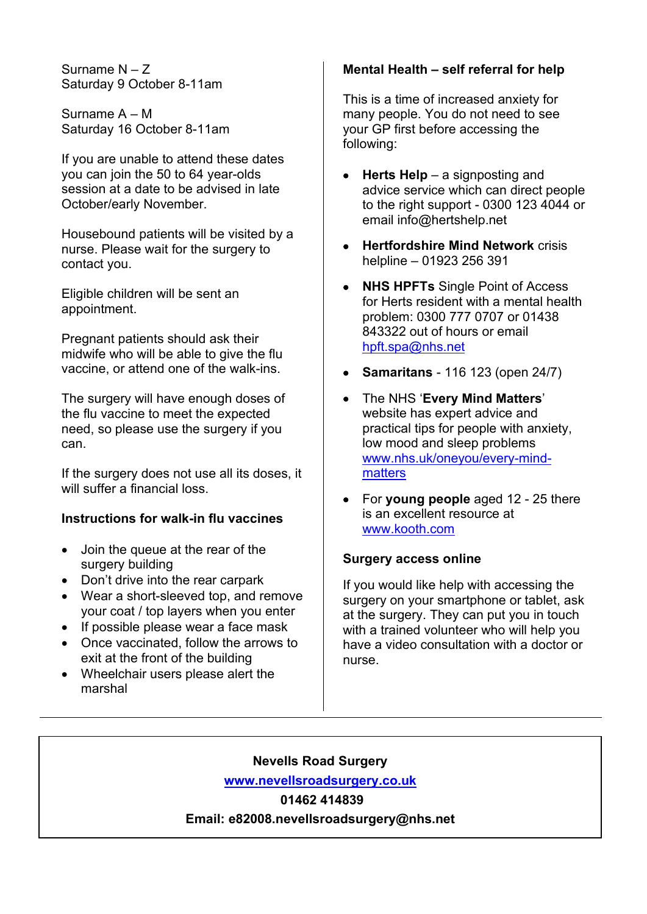Surname N – Z
Saturday 9 October 8-11am

Surname A – M
Saturday 16 October 8-11am

If you are unable to attend these dates you can join the 50 to 64 year-olds session at a date to be advised in late October/early November.

Housebound patients will be visited by a nurse. Please wait for the surgery to contact you.

Eligible children will be sent an appointment.

Pregnant patients should ask their midwife who will be able to give the flu vaccine, or attend one of the walk-ins.

The surgery will have enough doses of the flu vaccine to meet the expected need, so please use the surgery if you can.

If the surgery does not use all its doses, it will suffer a financial loss.

### Instructions for walk-in flu vaccines

- Join the queue at the rear of the surgery building
- Don't drive into the rear carpark
- Wear a short-sleeved top, and remove your coat / top layers when you enter
- If possible please wear a face mask
- Once vaccinated, follow the arrows to exit at the front of the building
- Wheelchair users please alert the marshal

### Mental Health – self referral for help

This is a time of increased anxiety for many people. You do not need to see your GP first before accessing the following:

- **Herts Help** – a signposting and advice service which can direct people to the right support - 0300 123 4044 or email info@hertshelp.net
- **Hertfordshire Mind Network** crisis helpline – 01923 256 391
- **NHS HPFTs** Single Point of Access for Herts resident with a mental health problem: 0300 777 0707 or 01438 843322 out of hours or email hpft.spa@nhs.net
- **Samaritans** - 116 123 (open 24/7)
- The NHS '**Every Mind Matters**' website has expert advice and practical tips for people with anxiety, low mood and sleep problems www.nhs.uk/oneyou/every-mind-matters
- For **young people** aged 12 - 25 there is an excellent resource at www.kooth.com

### Surgery access online

If you would like help with accessing the surgery on your smartphone or tablet, ask at the surgery. They can put you in touch with a trained volunteer who will help you have a video consultation with a doctor or nurse.

---

**Nevells Road Surgery**
**www.nevellsroadsurgery.co.uk**
**01462 414839**
**Email: e82008.nevellsroadsurgery@nhs.net**